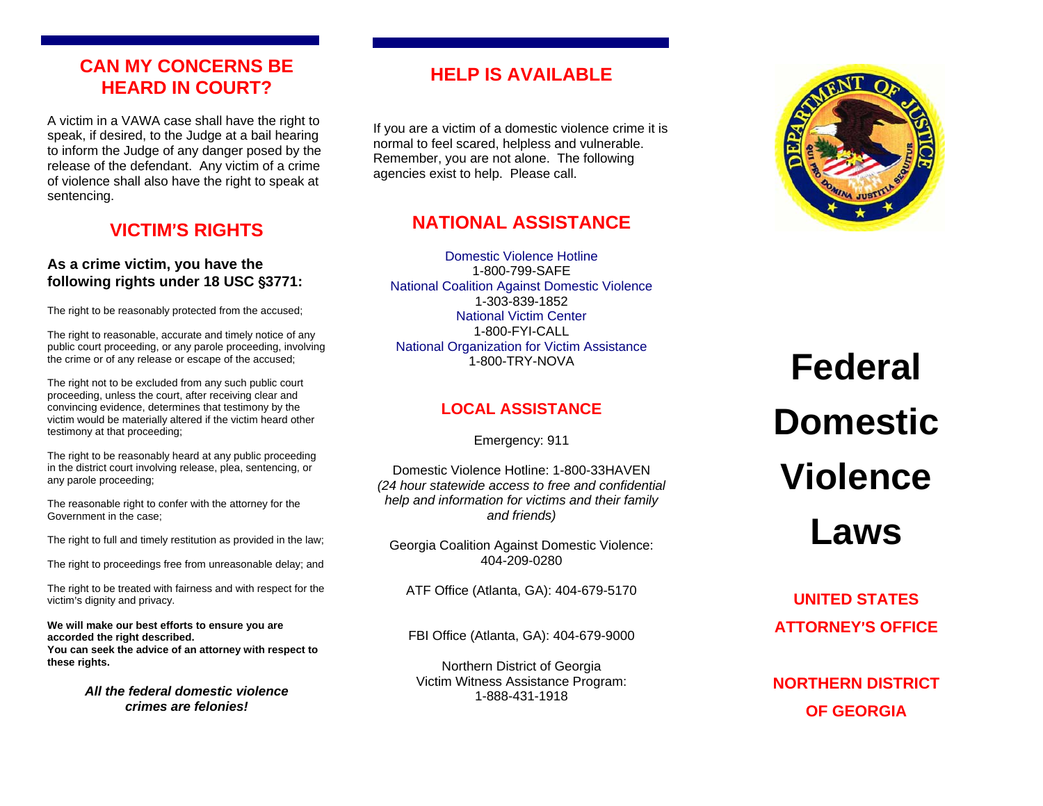## CAN MY CONCERNS BE HEARD IN COURT?

A victim in a VAWA case shall have the right to speak, if desired, to the Judge at a bail hearing to inform the Judge of any danger posed by the release of the defendant. Any victim of a crime of violence shall also have the right to speak at sentencing.

## VICTIM'S RIGHTS

### As a crime victim, you have the following rights under 18 USC §3771:

The right to be reasonably protected from the accused;

The right to reasonable, accurate and timely notice of any public court proceeding, or any parole proceeding, involving the crime or of any release or escape of the accused;

The right not to be excluded from any such public court proceeding, unless the court, after receiving clear and convincing evidence, determines that testimony by the victim would be materially altered if the victim heard other testimony at that proceeding;

The right to be reasonably heard at any public proceeding in the district court involving release, plea, sentencing, or any parole proceeding;

The reasonable right to confer with the attorney for the Government in the case;

The right to full and timely restitution as provided in the law;

The right to proceedings free from unreasonable delay; and

The right to be treated with fairness and with respect for the victim's dignity and privacy.

**We will make our best efforts to ensure you are accorded the right described.**
**You can seek the advice of an attorney with respect to these rights.**

***All the federal domestic violence crimes are felonies!***

## HELP IS AVAILABLE

If you are a victim of a domestic violence crime it is normal to feel scared, helpless and vulnerable. Remember, you are not alone. The following agencies exist to help. Please call.

## NATIONAL ASSISTANCE

Domestic Violence Hotline
1-800-799-SAFE
National Coalition Against Domestic Violence
1-303-839-1852
National Victim Center
1-800-FYI-CALL
National Organization for Victim Assistance
1-800-TRY-NOVA

## LOCAL ASSISTANCE

Emergency: 911

Domestic Violence Hotline: 1-800-33HAVEN
*(24 hour statewide access to free and confidential help and information for victims and their family and friends)*

Georgia Coalition Against Domestic Violence:
404-209-0280

ATF Office (Atlanta, GA): 404-679-5170

FBI Office (Atlanta, GA): 404-679-9000

Northern District of Georgia
Victim Witness Assistance Program:
1-888-431-1918

# Federal Domestic Violence Laws

**UNITED STATES ATTORNEY'S OFFICE**

**NORTHERN DISTRICT OF GEORGIA**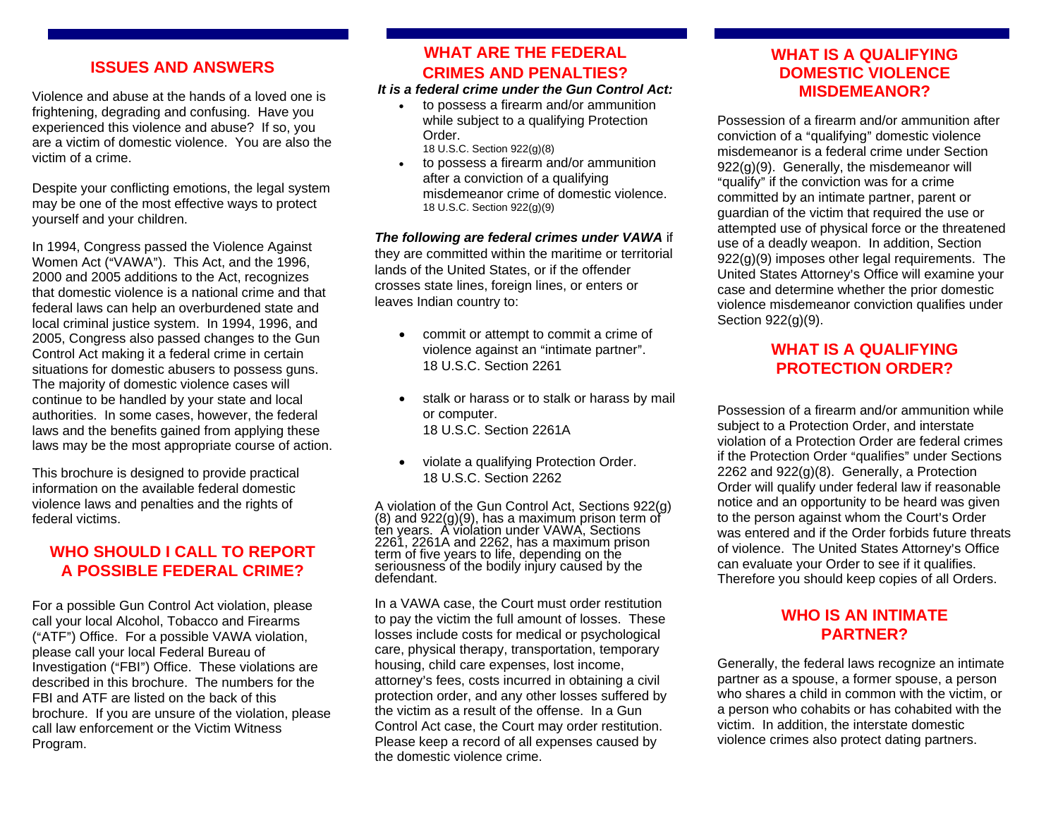## ISSUES AND ANSWERS

Violence and abuse at the hands of a loved one is frightening, degrading and confusing. Have you experienced this violence and abuse? If so, you are a victim of domestic violence. You are also the victim of a crime.

Despite your conflicting emotions, the legal system may be one of the most effective ways to protect yourself and your children.

In 1994, Congress passed the Violence Against Women Act ("VAWA"). This Act, and the 1996, 2000 and 2005 additions to the Act, recognizes that domestic violence is a national crime and that federal laws can help an overburdened state and local criminal justice system. In 1994, 1996, and 2005, Congress also passed changes to the Gun Control Act making it a federal crime in certain situations for domestic abusers to possess guns. The majority of domestic violence cases will continue to be handled by your state and local authorities. In some cases, however, the federal laws and the benefits gained from applying these laws may be the most appropriate course of action.

This brochure is designed to provide practical information on the available federal domestic violence laws and penalties and the rights of federal victims.

## WHO SHOULD I CALL TO REPORT A POSSIBLE FEDERAL CRIME?

For a possible Gun Control Act violation, please call your local Alcohol, Tobacco and Firearms ("ATF") Office. For a possible VAWA violation, please call your local Federal Bureau of Investigation ("FBI") Office. These violations are described in this brochure. The numbers for the FBI and ATF are listed on the back of this brochure. If you are unsure of the violation, please call law enforcement or the Victim Witness Program.

## WHAT ARE THE FEDERAL CRIMES AND PENALTIES?

***It is a federal crime under the Gun Control Act:***

- to possess a firearm and/or ammunition while subject to a qualifying Protection Order.
  18 U.S.C. Section 922(g)(8)
- to possess a firearm and/or ammunition after a conviction of a qualifying misdemeanor crime of domestic violence.
  18 U.S.C. Section 922(g)(9)

***The following are federal crimes under VAWA*** if they are committed within the maritime or territorial lands of the United States, or if the offender crosses state lines, foreign lines, or enters or leaves Indian country to:

- commit or attempt to commit a crime of violence against an "intimate partner".
  18 U.S.C. Section 2261
- stalk or harass or to stalk or harass by mail or computer.
  18 U.S.C. Section 2261A
- violate a qualifying Protection Order.
  18 U.S.C. Section 2262

A violation of the Gun Control Act, Sections 922(g)(8) and 922(g)(9), has a maximum prison term of ten years. A violation under VAWA, Sections 2261, 2261A and 2262, has a maximum prison term of five years to life, depending on the seriousness of the bodily injury caused by the defendant.

In a VAWA case, the Court must order restitution to pay the victim the full amount of losses. These losses include costs for medical or psychological care, physical therapy, transportation, temporary housing, child care expenses, lost income, attorney's fees, costs incurred in obtaining a civil protection order, and any other losses suffered by the victim as a result of the offense. In a Gun Control Act case, the Court may order restitution. Please keep a record of all expenses caused by the domestic violence crime.

## WHAT IS A QUALIFYING DOMESTIC VIOLENCE MISDEMEANOR?

Possession of a firearm and/or ammunition after conviction of a "qualifying" domestic violence misdemeanor is a federal crime under Section 922(g)(9). Generally, the misdemeanor will "qualify" if the conviction was for a crime committed by an intimate partner, parent or guardian of the victim that required the use or attempted use of physical force or the threatened use of a deadly weapon. In addition, Section 922(g)(9) imposes other legal requirements. The United States Attorney's Office will examine your case and determine whether the prior domestic violence misdemeanor conviction qualifies under Section 922(g)(9).

## WHAT IS A QUALIFYING PROTECTION ORDER?

Possession of a firearm and/or ammunition while subject to a Protection Order, and interstate violation of a Protection Order are federal crimes if the Protection Order "qualifies" under Sections 2262 and 922(g)(8). Generally, a Protection Order will qualify under federal law if reasonable notice and an opportunity to be heard was given to the person against whom the Court's Order was entered and if the Order forbids future threats of violence. The United States Attorney's Office can evaluate your Order to see if it qualifies. Therefore you should keep copies of all Orders.

## WHO IS AN INTIMATE PARTNER?

Generally, the federal laws recognize an intimate partner as a spouse, a former spouse, a person who shares a child in common with the victim, or a person who cohabits or has cohabited with the victim. In addition, the interstate domestic violence crimes also protect dating partners.